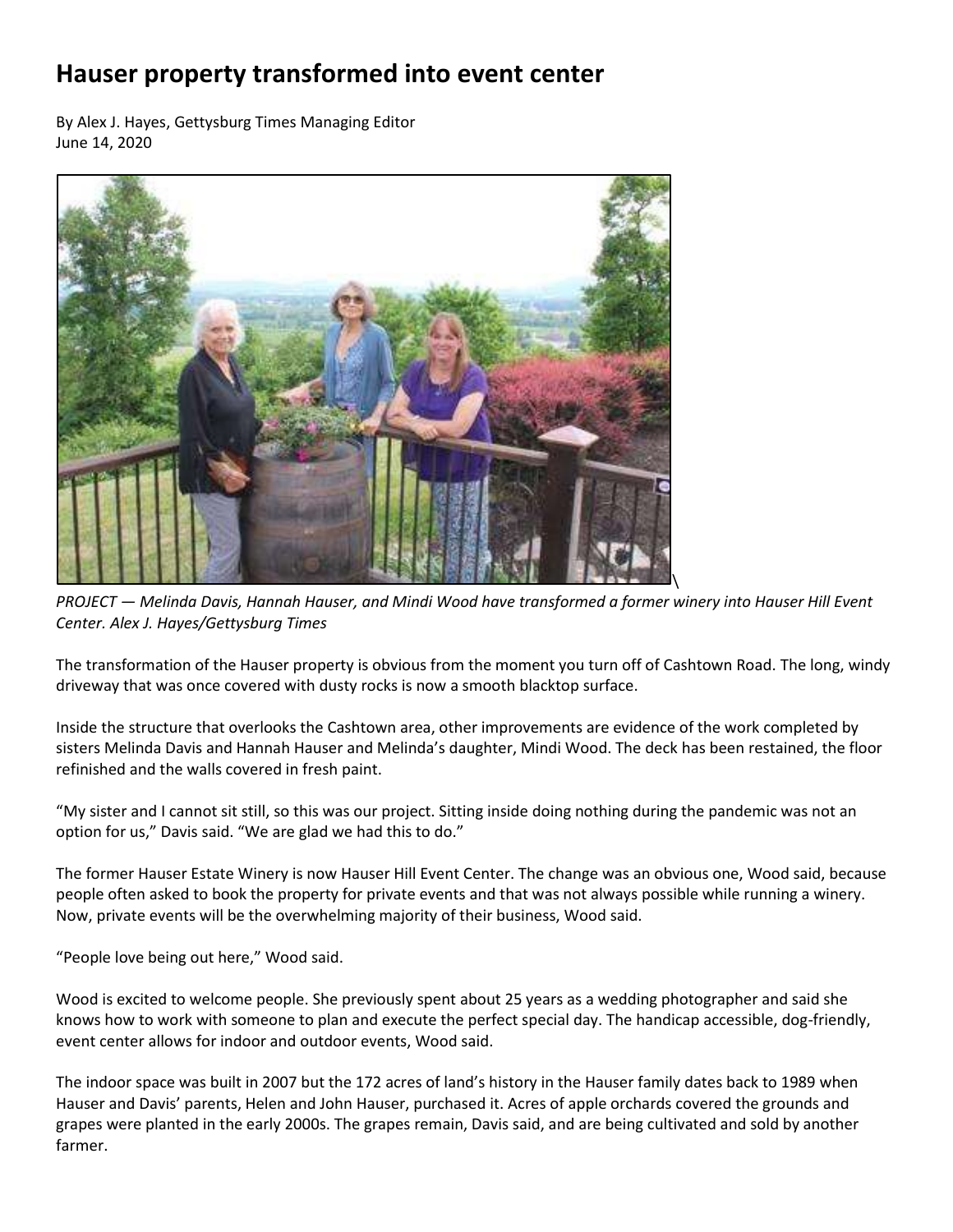# Hauser property transformed into event center

By Alex J. Hayes, Gettysburg Times Managing Editor
June 14, 2020

*PROJECT — Melinda Davis, Hannah Hauser, and Mindi Wood have transformed a former winery into Hauser Hill Event Center. Alex J. Hayes/Gettysburg Times*

The transformation of the Hauser property is obvious from the moment you turn off of Cashtown Road. The long, windy driveway that was once covered with dusty rocks is now a smooth blacktop surface.

Inside the structure that overlooks the Cashtown area, other improvements are evidence of the work completed by sisters Melinda Davis and Hannah Hauser and Melinda's daughter, Mindi Wood. The deck has been restained, the floor refinished and the walls covered in fresh paint.

"My sister and I cannot sit still, so this was our project. Sitting inside doing nothing during the pandemic was not an option for us," Davis said. "We are glad we had this to do."

The former Hauser Estate Winery is now Hauser Hill Event Center. The change was an obvious one, Wood said, because people often asked to book the property for private events and that was not always possible while running a winery. Now, private events will be the overwhelming majority of their business, Wood said.

"People love being out here," Wood said.

Wood is excited to welcome people. She previously spent about 25 years as a wedding photographer and said she knows how to work with someone to plan and execute the perfect special day. The handicap accessible, dog-friendly, event center allows for indoor and outdoor events, Wood said.

The indoor space was built in 2007 but the 172 acres of land's history in the Hauser family dates back to 1989 when Hauser and Davis' parents, Helen and John Hauser, purchased it. Acres of apple orchards covered the grounds and grapes were planted in the early 2000s. The grapes remain, Davis said, and are being cultivated and sold by another farmer.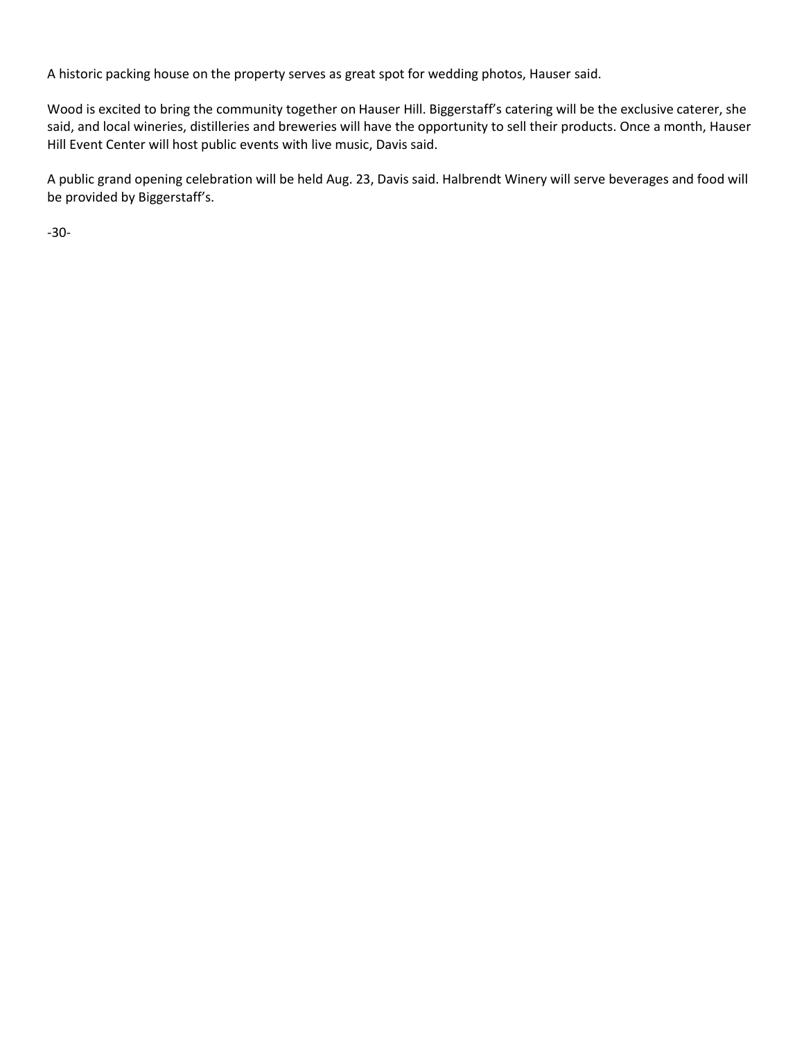A historic packing house on the property serves as great spot for wedding photos, Hauser said.

Wood is excited to bring the community together on Hauser Hill. Biggerstaff's catering will be the exclusive caterer, she said, and local wineries, distilleries and breweries will have the opportunity to sell their products. Once a month, Hauser Hill Event Center will host public events with live music, Davis said.

A public grand opening celebration will be held Aug. 23, Davis said. Halbrendt Winery will serve beverages and food will be provided by Biggerstaff's.

-30-